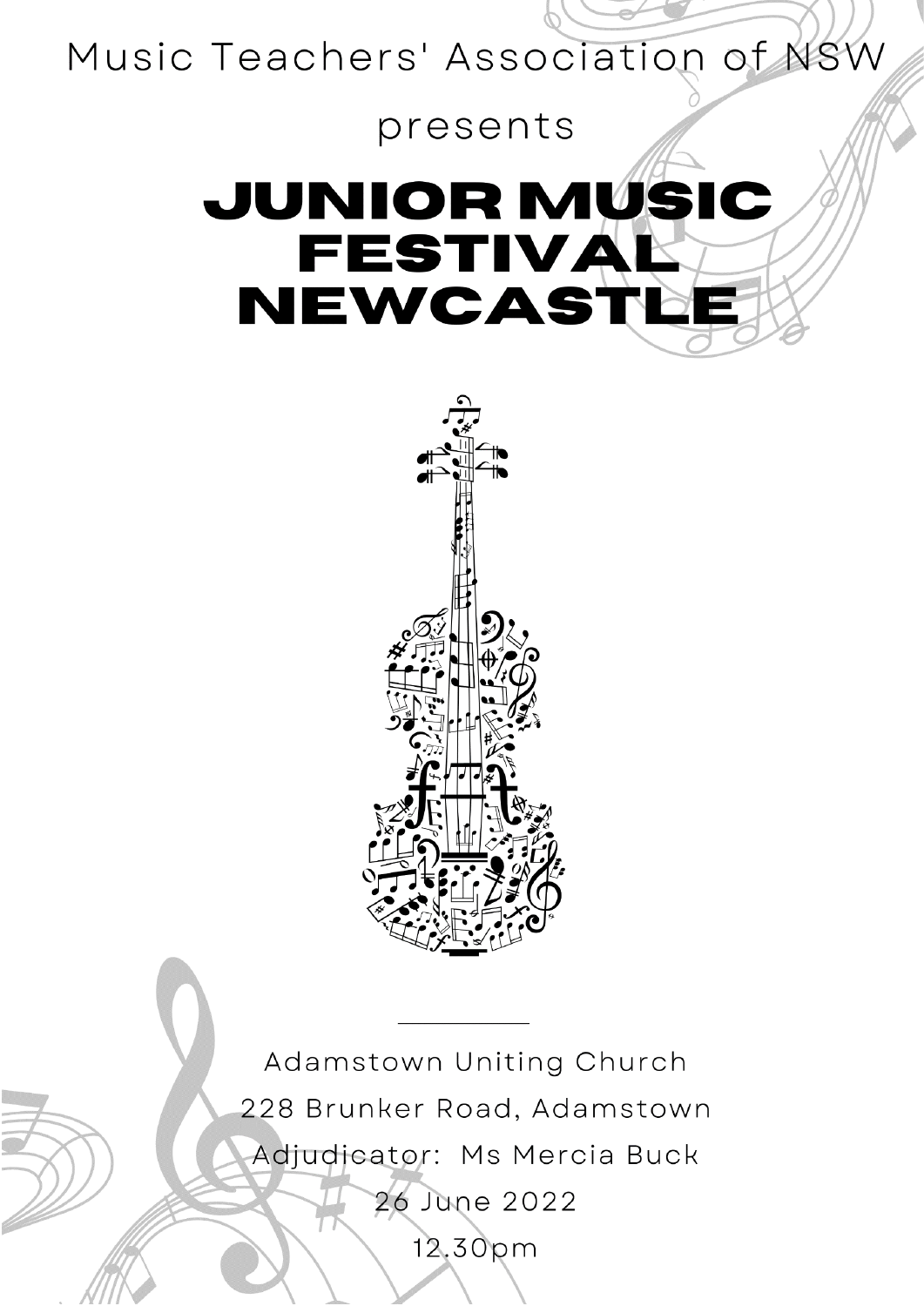Music Teachers' Association of NSW

presents

# JUNIOR MUSIC FESTIVAL NEWCASTLE

Adamstown Uniting Church

228 Brunker Road, Adamstown

Adjudicator: Ms Mercia Buck

26 June 2022

12.30pm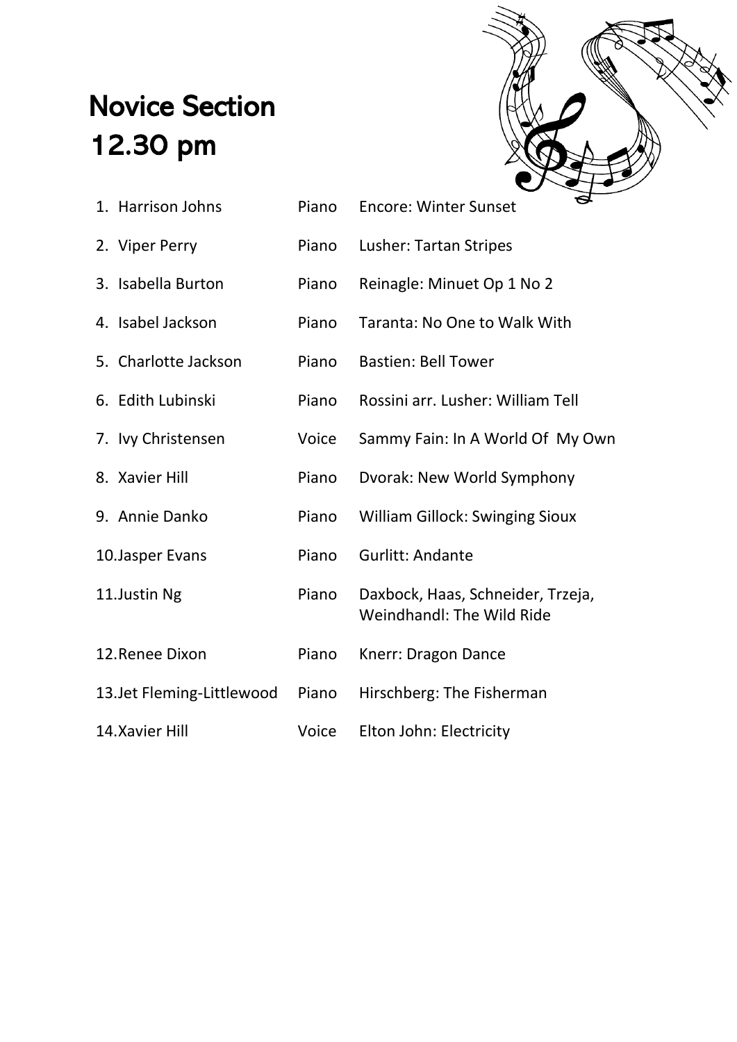# Novice Section
# 12.30 pm

1. Harrison Johns | Piano | Encore: Winter Sunset
2. Viper Perry | Piano | Lusher: Tartan Stripes
3. Isabella Burton | Piano | Reinagle: Minuet Op 1 No 2
4. Isabel Jackson | Piano | Taranta: No One to Walk With
5. Charlotte Jackson | Piano | Bastien: Bell Tower
6. Edith Lubinski | Piano | Rossini arr. Lusher: William Tell
7. Ivy Christensen | Voice | Sammy Fain: In A World Of My Own
8. Xavier Hill | Piano | Dvorak: New World Symphony
9. Annie Danko | Piano | William Gillock: Swinging Sioux
10. Jasper Evans | Piano | Gurlitt: Andante
11. Justin Ng | Piano | Daxbock, Haas, Schneider, Trzeja, Weindhandl: The Wild Ride
12. Renee Dixon | Piano | Knerr: Dragon Dance
13. Jet Fleming-Littlewood | Piano | Hirschberg: The Fisherman
14. Xavier Hill | Voice | Elton John: Electricity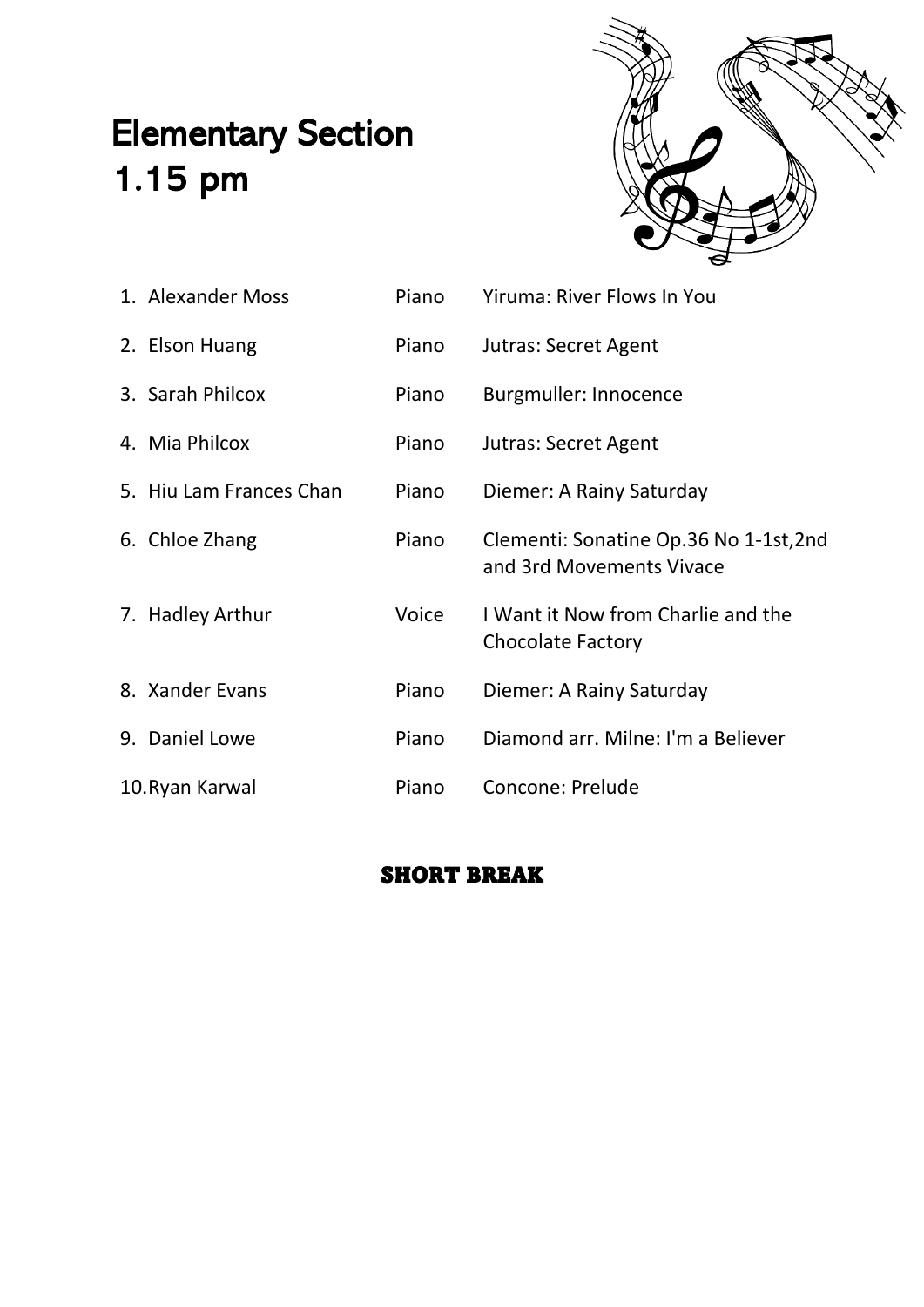# Elementary Section
# 1.15 pm

| | | |
|---|---|---|
| 1. Alexander Moss | Piano | Yiruma: River Flows In You |
| 2. Elson Huang | Piano | Jutras: Secret Agent |
| 3. Sarah Philcox | Piano | Burgmuller: Innocence |
| 4. Mia Philcox | Piano | Jutras: Secret Agent |
| 5. Hiu Lam Frances Chan | Piano | Diemer: A Rainy Saturday |
| 6. Chloe Zhang | Piano | Clementi: Sonatine Op.36 No 1-1st,2nd and 3rd Movements Vivace |
| 7. Hadley Arthur | Voice | I Want it Now from Charlie and the Chocolate Factory |
| 8. Xander Evans | Piano | Diemer: A Rainy Saturday |
| 9. Daniel Lowe | Piano | Diamond arr. Milne: I'm a Believer |
| 10. Ryan Karwal | Piano | Concone: Prelude |

**SHORT BREAK**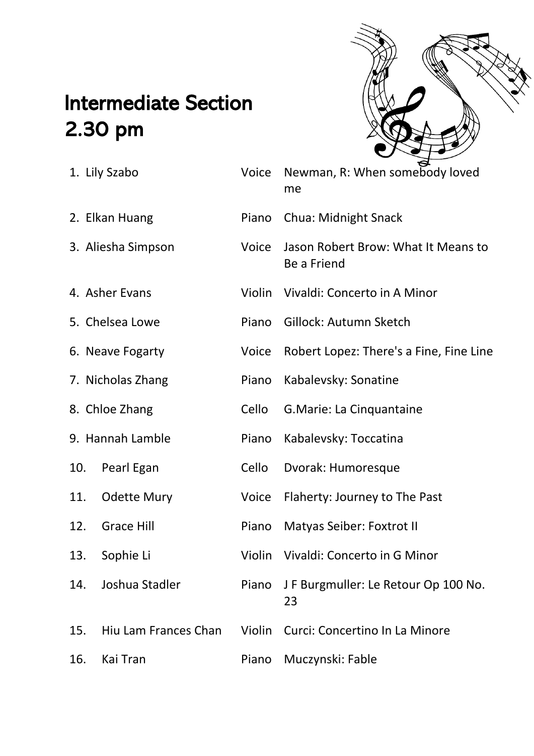# Intermediate Section
# 2.30 pm

| | Name | Instrument | Piece |
|---|---|---|---|
| 1. | Lily Szabo | Voice | Newman, R: When somebody loved me |
| 2. | Elkan Huang | Piano | Chua: Midnight Snack |
| 3. | Aliesha Simpson | Voice | Jason Robert Brow: What It Means to Be a Friend |
| 4. | Asher Evans | Violin | Vivaldi: Concerto in A Minor |
| 5. | Chelsea Lowe | Piano | Gillock: Autumn Sketch |
| 6. | Neave Fogarty | Voice | Robert Lopez: There's a Fine, Fine Line |
| 7. | Nicholas Zhang | Piano | Kabalevsky: Sonatine |
| 8. | Chloe Zhang | Cello | G.Marie: La Cinquantaine |
| 9. | Hannah Lamble | Piano | Kabalevsky: Toccatina |
| 10. | Pearl Egan | Cello | Dvorak: Humoresque |
| 11. | Odette Mury | Voice | Flaherty: Journey to The Past |
| 12. | Grace Hill | Piano | Matyas Seiber: Foxtrot II |
| 13. | Sophie Li | Violin | Vivaldi: Concerto in G Minor |
| 14. | Joshua Stadler | Piano | J F Burgmuller: Le Retour Op 100 No. 23 |
| 15. | Hiu Lam Frances Chan | Violin | Curci: Concertino In La Minore |
| 16. | Kai Tran | Piano | Muczynski: Fable |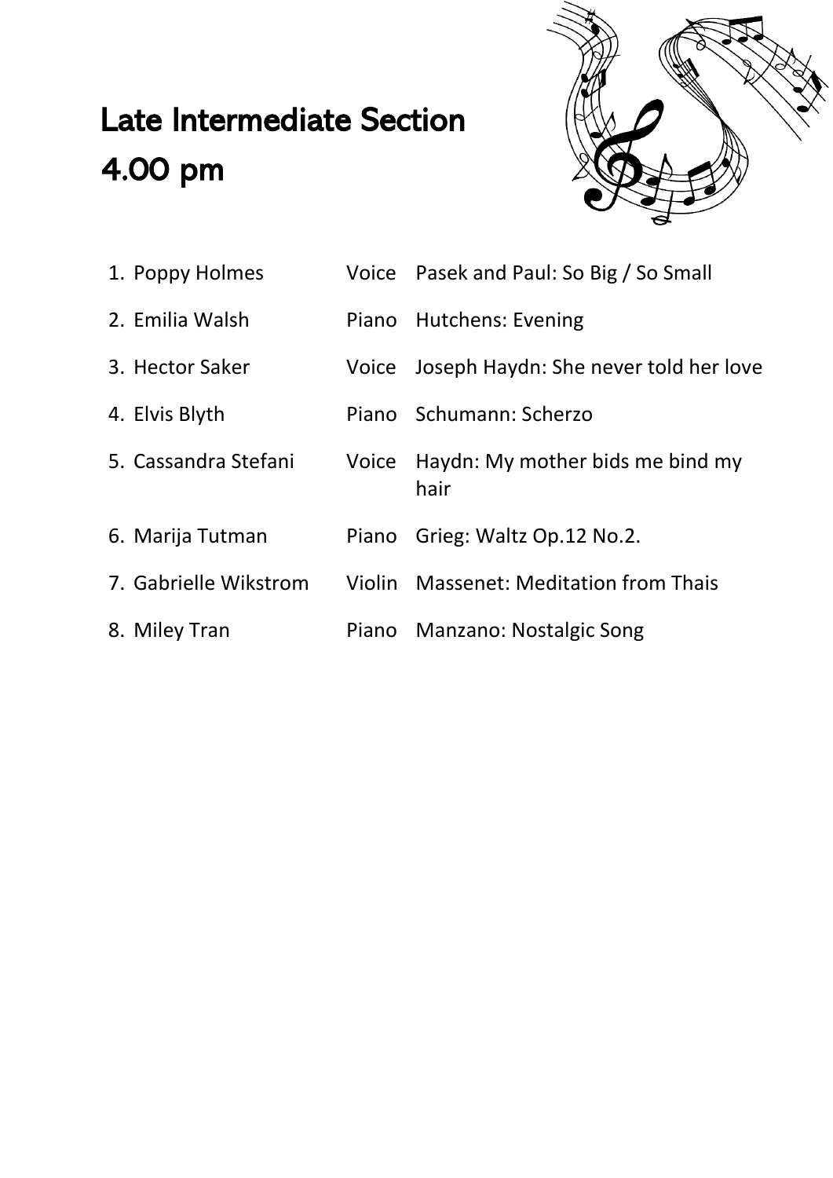# Late Intermediate Section

# 4.00 pm

| | | |
|---|---|---|
| 1. Poppy Holmes | Voice | Pasek and Paul: So Big / So Small |
| 2. Emilia Walsh | Piano | Hutchens: Evening |
| 3. Hector Saker | Voice | Joseph Haydn: She never told her love |
| 4. Elvis Blyth | Piano | Schumann: Scherzo |
| 5. Cassandra Stefani | Voice | Haydn: My mother bids me bind my hair |
| 6. Marija Tutman | Piano | Grieg: Waltz Op.12 No.2. |
| 7. Gabrielle Wikstrom | Violin | Massenet: Meditation from Thais |
| 8. Miley Tran | Piano | Manzano: Nostalgic Song |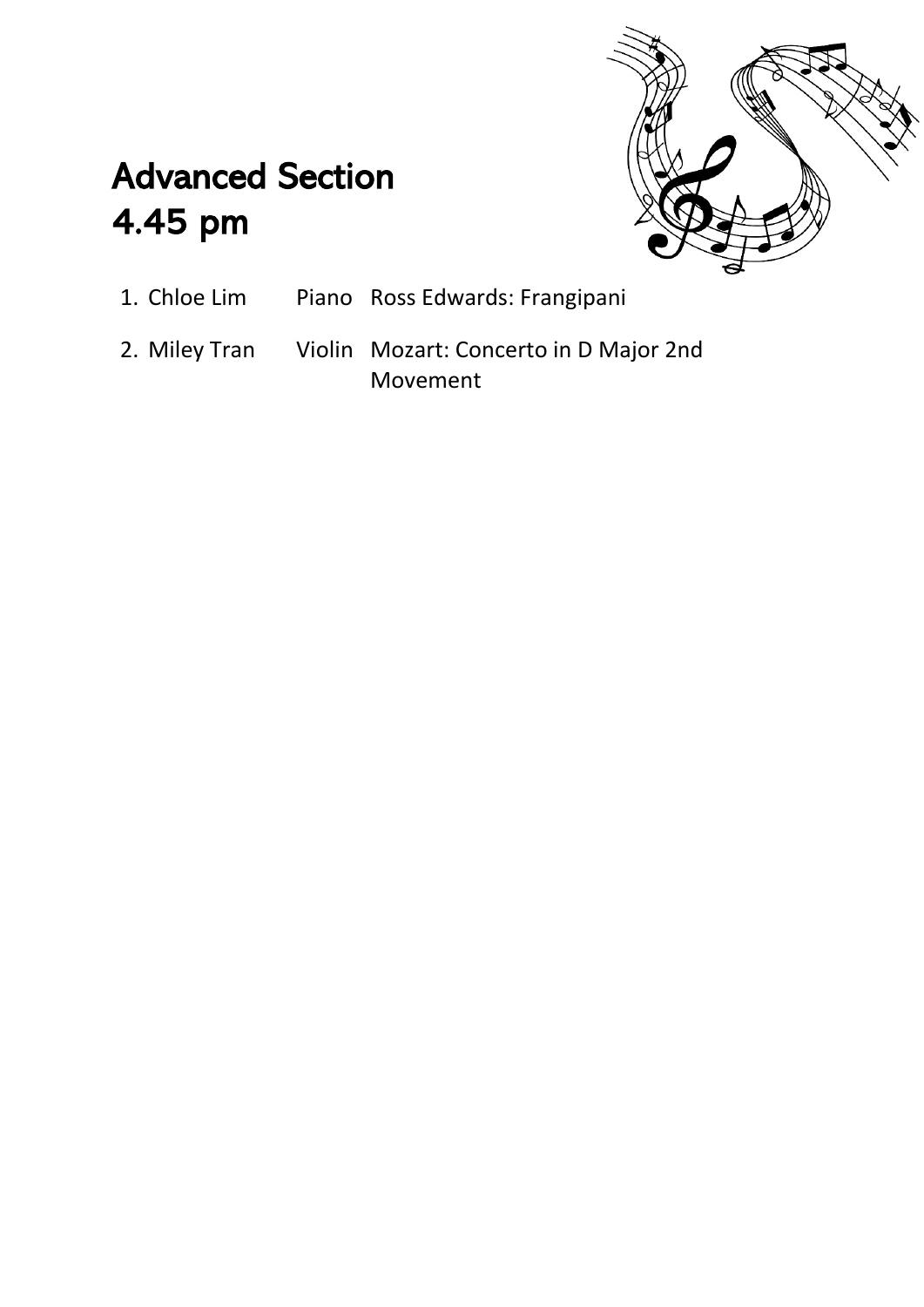# Advanced Section
# 4.45 pm

1. Chloe Lim Piano Ross Edwards: Frangipani
2. Miley Tran Violin Mozart: Concerto in D Major 2nd Movement